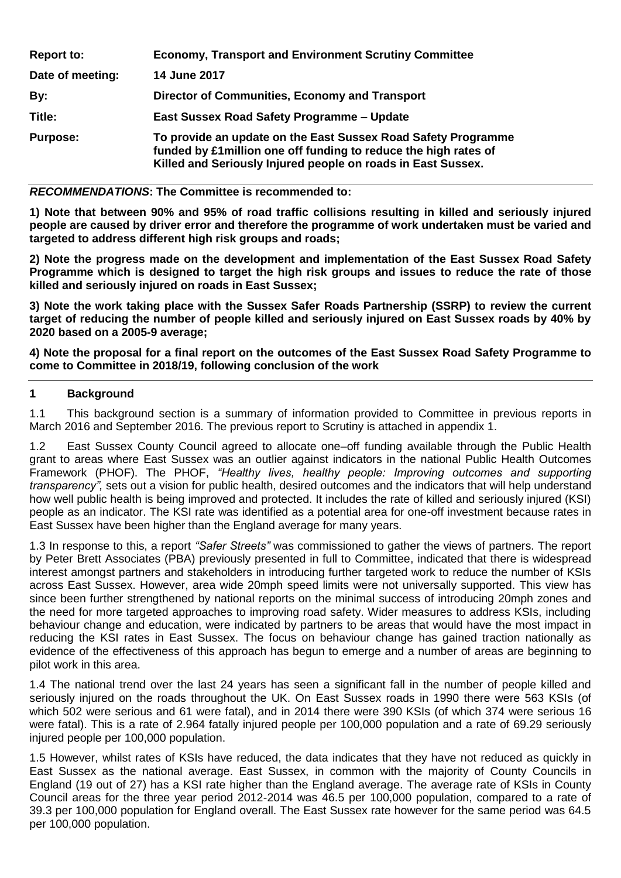| | |
|---|---|
| **Report to:** | **Economy, Transport and Environment Scrutiny Committee** |
| **Date of meeting:** | **14 June 2017** |
| **By:** | **Director of Communities, Economy and Transport** |
| **Title:** | **East Sussex Road Safety Programme – Update** |
| **Purpose:** | **To provide an update on the East Sussex Road Safety Programme funded by £1million one off funding to reduce the high rates of Killed and Seriously Injured people on roads in East Sussex.** |

***RECOMMENDATIONS*: The Committee is recommended to:**

**1) Note that between 90% and 95% of road traffic collisions resulting in killed and seriously injured people are caused by driver error and therefore the programme of work undertaken must be varied and targeted to address different high risk groups and roads;**

**2) Note the progress made on the development and implementation of the East Sussex Road Safety Programme which is designed to target the high risk groups and issues to reduce the rate of those killed and seriously injured on roads in East Sussex;**

**3) Note the work taking place with the Sussex Safer Roads Partnership (SSRP) to review the current target of reducing the number of people killed and seriously injured on East Sussex roads by 40% by 2020 based on a 2005-9 average;**

**4) Note the proposal for a final report on the outcomes of the East Sussex Road Safety Programme to come to Committee in 2018/19, following conclusion of the work**

## 1 Background

1.1 This background section is a summary of information provided to Committee in previous reports in March 2016 and September 2016. The previous report to Scrutiny is attached in appendix 1.

1.2 East Sussex County Council agreed to allocate one–off funding available through the Public Health grant to areas where East Sussex was an outlier against indicators in the national Public Health Outcomes Framework (PHOF). The PHOF, *"Healthy lives, healthy people: Improving outcomes and supporting transparency",* sets out a vision for public health, desired outcomes and the indicators that will help understand how well public health is being improved and protected. It includes the rate of killed and seriously injured (KSI) people as an indicator. The KSI rate was identified as a potential area for one-off investment because rates in East Sussex have been higher than the England average for many years.

1.3 In response to this, a report *"Safer Streets"* was commissioned to gather the views of partners. The report by Peter Brett Associates (PBA) previously presented in full to Committee, indicated that there is widespread interest amongst partners and stakeholders in introducing further targeted work to reduce the number of KSIs across East Sussex. However, area wide 20mph speed limits were not universally supported. This view has since been further strengthened by national reports on the minimal success of introducing 20mph zones and the need for more targeted approaches to improving road safety. Wider measures to address KSIs, including behaviour change and education, were indicated by partners to be areas that would have the most impact in reducing the KSI rates in East Sussex. The focus on behaviour change has gained traction nationally as evidence of the effectiveness of this approach has begun to emerge and a number of areas are beginning to pilot work in this area.

1.4 The national trend over the last 24 years has seen a significant fall in the number of people killed and seriously injured on the roads throughout the UK. On East Sussex roads in 1990 there were 563 KSIs (of which 502 were serious and 61 were fatal), and in 2014 there were 390 KSIs (of which 374 were serious 16 were fatal). This is a rate of 2.964 fatally injured people per 100,000 population and a rate of 69.29 seriously injured people per 100,000 population.

1.5 However, whilst rates of KSIs have reduced, the data indicates that they have not reduced as quickly in East Sussex as the national average. East Sussex, in common with the majority of County Councils in England (19 out of 27) has a KSI rate higher than the England average. The average rate of KSIs in County Council areas for the three year period 2012-2014 was 46.5 per 100,000 population, compared to a rate of 39.3 per 100,000 population for England overall. The East Sussex rate however for the same period was 64.5 per 100,000 population.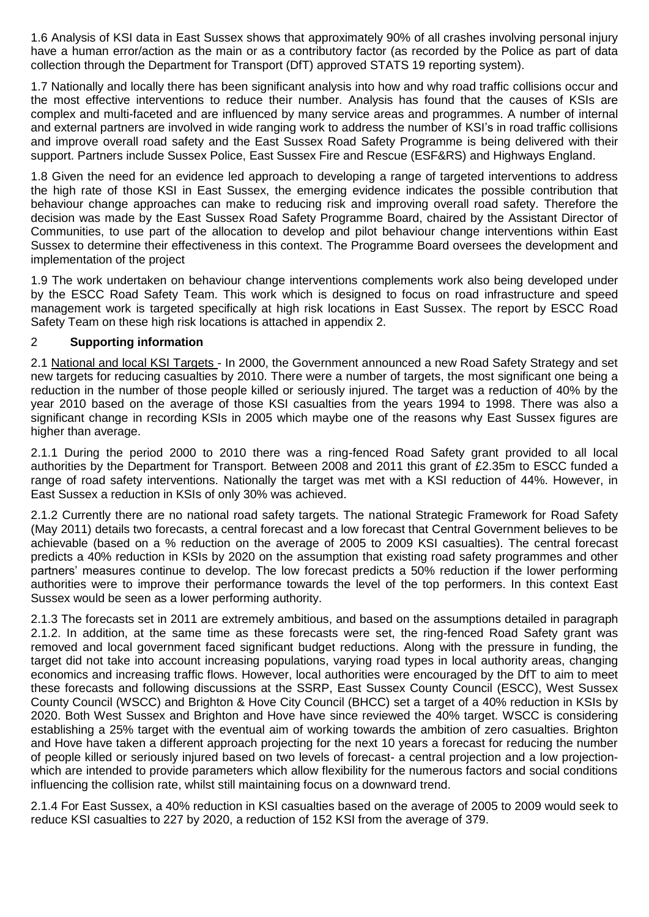1.6 Analysis of KSI data in East Sussex shows that approximately 90% of all crashes involving personal injury have a human error/action as the main or as a contributory factor (as recorded by the Police as part of data collection through the Department for Transport (DfT) approved STATS 19 reporting system).

1.7 Nationally and locally there has been significant analysis into how and why road traffic collisions occur and the most effective interventions to reduce their number. Analysis has found that the causes of KSIs are complex and multi-faceted and are influenced by many service areas and programmes. A number of internal and external partners are involved in wide ranging work to address the number of KSI's in road traffic collisions and improve overall road safety and the East Sussex Road Safety Programme is being delivered with their support. Partners include Sussex Police, East Sussex Fire and Rescue (ESF&RS) and Highways England.

1.8 Given the need for an evidence led approach to developing a range of targeted interventions to address the high rate of those KSI in East Sussex, the emerging evidence indicates the possible contribution that behaviour change approaches can make to reducing risk and improving overall road safety. Therefore the decision was made by the East Sussex Road Safety Programme Board, chaired by the Assistant Director of Communities, to use part of the allocation to develop and pilot behaviour change interventions within East Sussex to determine their effectiveness in this context. The Programme Board oversees the development and implementation of the project

1.9 The work undertaken on behaviour change interventions complements work also being developed under by the ESCC Road Safety Team. This work which is designed to focus on road infrastructure and speed management work is targeted specifically at high risk locations in East Sussex. The report by ESCC Road Safety Team on these high risk locations is attached in appendix 2.

## 2 Supporting information

2.1 National and local KSI Targets - In 2000, the Government announced a new Road Safety Strategy and set new targets for reducing casualties by 2010. There were a number of targets, the most significant one being a reduction in the number of those people killed or seriously injured. The target was a reduction of 40% by the year 2010 based on the average of those KSI casualties from the years 1994 to 1998. There was also a significant change in recording KSIs in 2005 which maybe one of the reasons why East Sussex figures are higher than average.

2.1.1 During the period 2000 to 2010 there was a ring-fenced Road Safety grant provided to all local authorities by the Department for Transport. Between 2008 and 2011 this grant of £2.35m to ESCC funded a range of road safety interventions. Nationally the target was met with a KSI reduction of 44%. However, in East Sussex a reduction in KSIs of only 30% was achieved.

2.1.2 Currently there are no national road safety targets. The national Strategic Framework for Road Safety (May 2011) details two forecasts, a central forecast and a low forecast that Central Government believes to be achievable (based on a % reduction on the average of 2005 to 2009 KSI casualties). The central forecast predicts a 40% reduction in KSIs by 2020 on the assumption that existing road safety programmes and other partners' measures continue to develop. The low forecast predicts a 50% reduction if the lower performing authorities were to improve their performance towards the level of the top performers. In this context East Sussex would be seen as a lower performing authority.

2.1.3 The forecasts set in 2011 are extremely ambitious, and based on the assumptions detailed in paragraph 2.1.2. In addition, at the same time as these forecasts were set, the ring-fenced Road Safety grant was removed and local government faced significant budget reductions. Along with the pressure in funding, the target did not take into account increasing populations, varying road types in local authority areas, changing economics and increasing traffic flows. However, local authorities were encouraged by the DfT to aim to meet these forecasts and following discussions at the SSRP, East Sussex County Council (ESCC), West Sussex County Council (WSCC) and Brighton & Hove City Council (BHCC) set a target of a 40% reduction in KSIs by 2020. Both West Sussex and Brighton and Hove have since reviewed the 40% target. WSCC is considering establishing a 25% target with the eventual aim of working towards the ambition of zero casualties. Brighton and Hove have taken a different approach projecting for the next 10 years a forecast for reducing the number of people killed or seriously injured based on two levels of forecast- a central projection and a low projection-which are intended to provide parameters which allow flexibility for the numerous factors and social conditions influencing the collision rate, whilst still maintaining focus on a downward trend.

2.1.4 For East Sussex, a 40% reduction in KSI casualties based on the average of 2005 to 2009 would seek to reduce KSI casualties to 227 by 2020, a reduction of 152 KSI from the average of 379.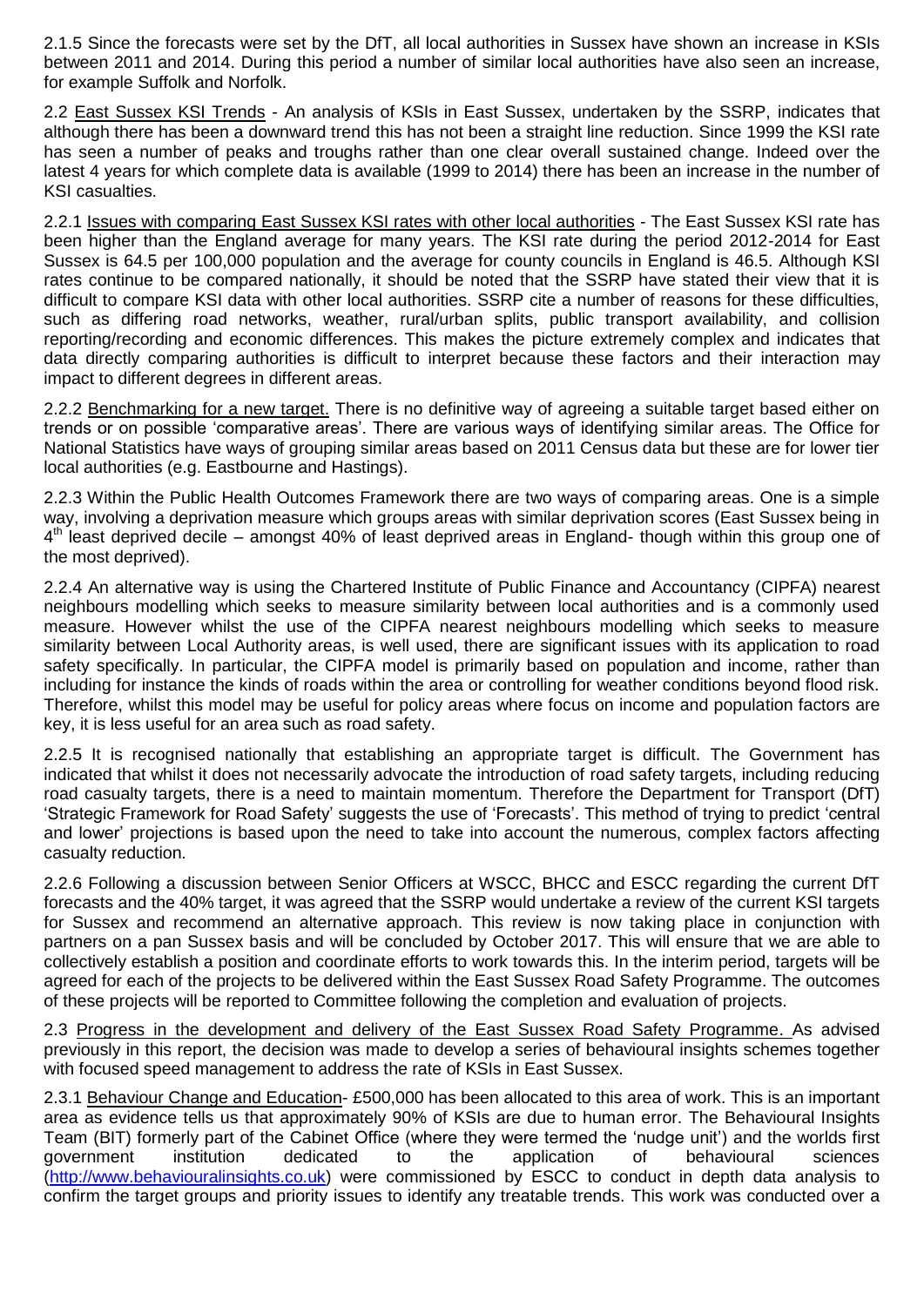2.1.5 Since the forecasts were set by the DfT, all local authorities in Sussex have shown an increase in KSIs between 2011 and 2014. During this period a number of similar local authorities have also seen an increase, for example Suffolk and Norfolk.

2.2 East Sussex KSI Trends - An analysis of KSIs in East Sussex, undertaken by the SSRP, indicates that although there has been a downward trend this has not been a straight line reduction. Since 1999 the KSI rate has seen a number of peaks and troughs rather than one clear overall sustained change. Indeed over the latest 4 years for which complete data is available (1999 to 2014) there has been an increase in the number of KSI casualties.

2.2.1 Issues with comparing East Sussex KSI rates with other local authorities - The East Sussex KSI rate has been higher than the England average for many years. The KSI rate during the period 2012-2014 for East Sussex is 64.5 per 100,000 population and the average for county councils in England is 46.5. Although KSI rates continue to be compared nationally, it should be noted that the SSRP have stated their view that it is difficult to compare KSI data with other local authorities. SSRP cite a number of reasons for these difficulties, such as differing road networks, weather, rural/urban splits, public transport availability, and collision reporting/recording and economic differences. This makes the picture extremely complex and indicates that data directly comparing authorities is difficult to interpret because these factors and their interaction may impact to different degrees in different areas.

2.2.2 Benchmarking for a new target. There is no definitive way of agreeing a suitable target based either on trends or on possible 'comparative areas'. There are various ways of identifying similar areas. The Office for National Statistics have ways of grouping similar areas based on 2011 Census data but these are for lower tier local authorities (e.g. Eastbourne and Hastings).

2.2.3 Within the Public Health Outcomes Framework there are two ways of comparing areas. One is a simple way, involving a deprivation measure which groups areas with similar deprivation scores (East Sussex being in 4th least deprived decile – amongst 40% of least deprived areas in England- though within this group one of the most deprived).

2.2.4 An alternative way is using the Chartered Institute of Public Finance and Accountancy (CIPFA) nearest neighbours modelling which seeks to measure similarity between local authorities and is a commonly used measure. However whilst the use of the CIPFA nearest neighbours modelling which seeks to measure similarity between Local Authority areas, is well used, there are significant issues with its application to road safety specifically. In particular, the CIPFA model is primarily based on population and income, rather than including for instance the kinds of roads within the area or controlling for weather conditions beyond flood risk. Therefore, whilst this model may be useful for policy areas where focus on income and population factors are key, it is less useful for an area such as road safety.

2.2.5 It is recognised nationally that establishing an appropriate target is difficult. The Government has indicated that whilst it does not necessarily advocate the introduction of road safety targets, including reducing road casualty targets, there is a need to maintain momentum. Therefore the Department for Transport (DfT) 'Strategic Framework for Road Safety' suggests the use of 'Forecasts'. This method of trying to predict 'central and lower' projections is based upon the need to take into account the numerous, complex factors affecting casualty reduction.

2.2.6 Following a discussion between Senior Officers at WSCC, BHCC and ESCC regarding the current DfT forecasts and the 40% target, it was agreed that the SSRP would undertake a review of the current KSI targets for Sussex and recommend an alternative approach. This review is now taking place in conjunction with partners on a pan Sussex basis and will be concluded by October 2017. This will ensure that we are able to collectively establish a position and coordinate efforts to work towards this. In the interim period, targets will be agreed for each of the projects to be delivered within the East Sussex Road Safety Programme. The outcomes of these projects will be reported to Committee following the completion and evaluation of projects.

2.3 Progress in the development and delivery of the East Sussex Road Safety Programme. As advised previously in this report, the decision was made to develop a series of behavioural insights schemes together with focused speed management to address the rate of KSIs in East Sussex.

2.3.1 Behaviour Change and Education- £500,000 has been allocated to this area of work. This is an important area as evidence tells us that approximately 90% of KSIs are due to human error. The Behavioural Insights Team (BIT) formerly part of the Cabinet Office (where they were termed the 'nudge unit') and the worlds first government institution dedicated to the application of behavioural sciences (http://www.behaviouralinsights.co.uk) were commissioned by ESCC to conduct in depth data analysis to confirm the target groups and priority issues to identify any treatable trends. This work was conducted over a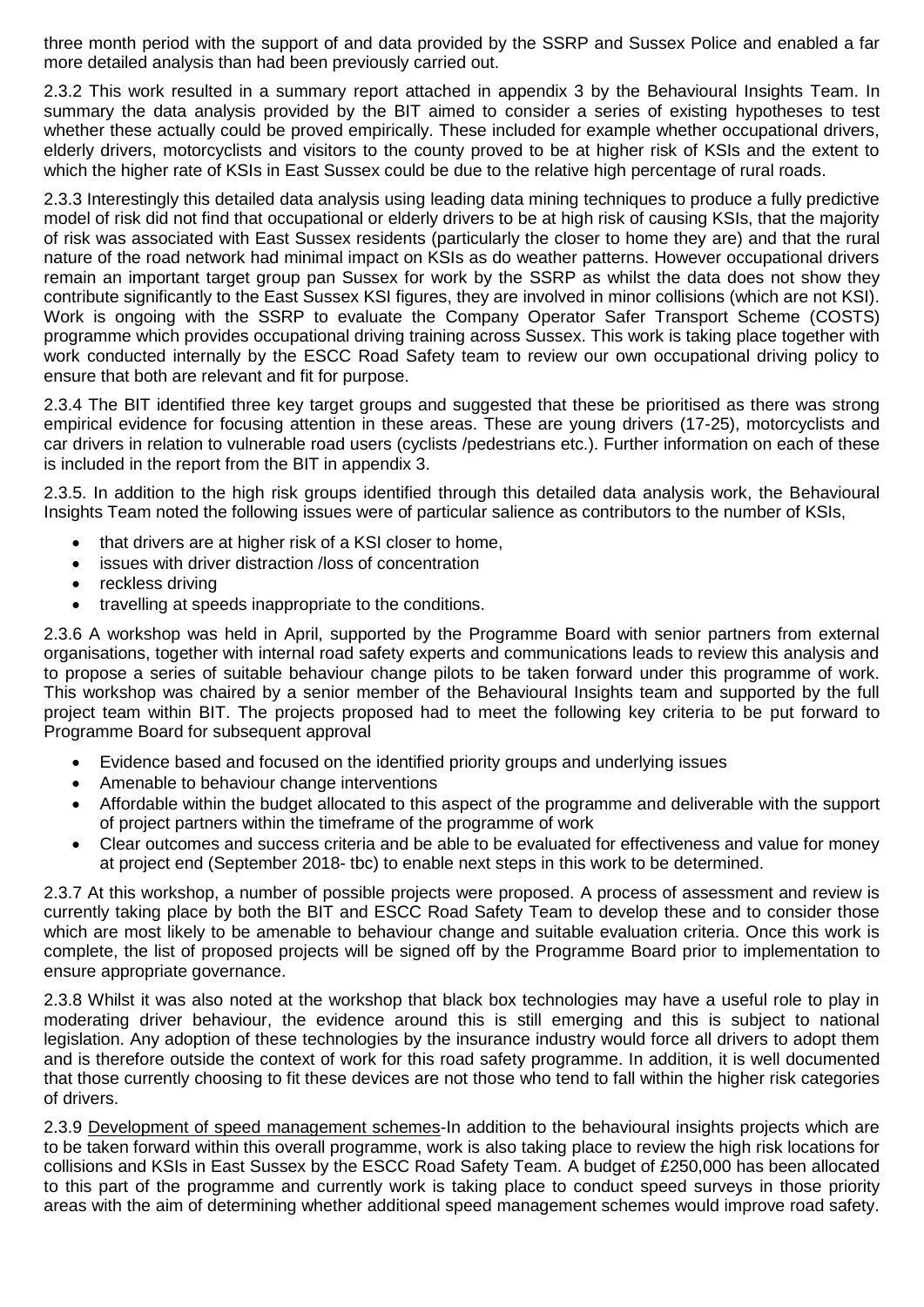three month period with the support of and data provided by the SSRP and Sussex Police and enabled a far more detailed analysis than had been previously carried out.

2.3.2 This work resulted in a summary report attached in appendix 3 by the Behavioural Insights Team. In summary the data analysis provided by the BIT aimed to consider a series of existing hypotheses to test whether these actually could be proved empirically. These included for example whether occupational drivers, elderly drivers, motorcyclists and visitors to the county proved to be at higher risk of KSIs and the extent to which the higher rate of KSIs in East Sussex could be due to the relative high percentage of rural roads.

2.3.3 Interestingly this detailed data analysis using leading data mining techniques to produce a fully predictive model of risk did not find that occupational or elderly drivers to be at high risk of causing KSIs, that the majority of risk was associated with East Sussex residents (particularly the closer to home they are) and that the rural nature of the road network had minimal impact on KSIs as do weather patterns. However occupational drivers remain an important target group pan Sussex for work by the SSRP as whilst the data does not show they contribute significantly to the East Sussex KSI figures, they are involved in minor collisions (which are not KSI). Work is ongoing with the SSRP to evaluate the Company Operator Safer Transport Scheme (COSTS) programme which provides occupational driving training across Sussex. This work is taking place together with work conducted internally by the ESCC Road Safety team to review our own occupational driving policy to ensure that both are relevant and fit for purpose.

2.3.4 The BIT identified three key target groups and suggested that these be prioritised as there was strong empirical evidence for focusing attention in these areas. These are young drivers (17-25), motorcyclists and car drivers in relation to vulnerable road users (cyclists /pedestrians etc.). Further information on each of these is included in the report from the BIT in appendix 3.

2.3.5. In addition to the high risk groups identified through this detailed data analysis work, the Behavioural Insights Team noted the following issues were of particular salience as contributors to the number of KSIs,

- that drivers are at higher risk of a KSI closer to home,
- issues with driver distraction /loss of concentration
- reckless driving
- travelling at speeds inappropriate to the conditions.

2.3.6 A workshop was held in April, supported by the Programme Board with senior partners from external organisations, together with internal road safety experts and communications leads to review this analysis and to propose a series of suitable behaviour change pilots to be taken forward under this programme of work. This workshop was chaired by a senior member of the Behavioural Insights team and supported by the full project team within BIT. The projects proposed had to meet the following key criteria to be put forward to Programme Board for subsequent approval

- Evidence based and focused on the identified priority groups and underlying issues
- Amenable to behaviour change interventions
- Affordable within the budget allocated to this aspect of the programme and deliverable with the support of project partners within the timeframe of the programme of work
- Clear outcomes and success criteria and be able to be evaluated for effectiveness and value for money at project end (September 2018- tbc) to enable next steps in this work to be determined.

2.3.7 At this workshop, a number of possible projects were proposed. A process of assessment and review is currently taking place by both the BIT and ESCC Road Safety Team to develop these and to consider those which are most likely to be amenable to behaviour change and suitable evaluation criteria. Once this work is complete, the list of proposed projects will be signed off by the Programme Board prior to implementation to ensure appropriate governance.

2.3.8 Whilst it was also noted at the workshop that black box technologies may have a useful role to play in moderating driver behaviour, the evidence around this is still emerging and this is subject to national legislation. Any adoption of these technologies by the insurance industry would force all drivers to adopt them and is therefore outside the context of work for this road safety programme. In addition, it is well documented that those currently choosing to fit these devices are not those who tend to fall within the higher risk categories of drivers.

2.3.9 Development of speed management schemes-In addition to the behavioural insights projects which are to be taken forward within this overall programme, work is also taking place to review the high risk locations for collisions and KSIs in East Sussex by the ESCC Road Safety Team. A budget of £250,000 has been allocated to this part of the programme and currently work is taking place to conduct speed surveys in those priority areas with the aim of determining whether additional speed management schemes would improve road safety.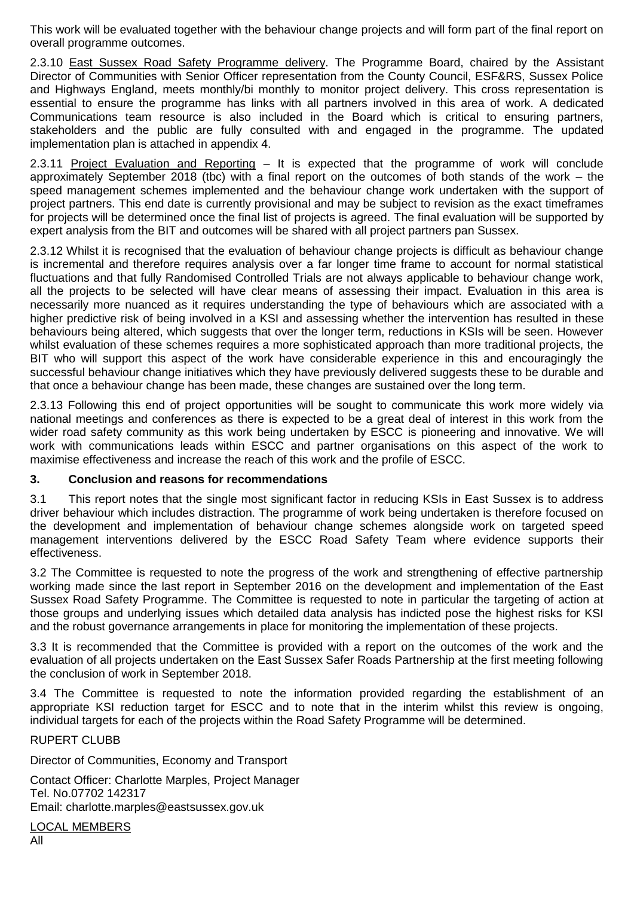This work will be evaluated together with the behaviour change projects and will form part of the final report on overall programme outcomes.

2.3.10 East Sussex Road Safety Programme delivery. The Programme Board, chaired by the Assistant Director of Communities with Senior Officer representation from the County Council, ESF&RS, Sussex Police and Highways England, meets monthly/bi monthly to monitor project delivery. This cross representation is essential to ensure the programme has links with all partners involved in this area of work. A dedicated Communications team resource is also included in the Board which is critical to ensuring partners, stakeholders and the public are fully consulted with and engaged in the programme. The updated implementation plan is attached in appendix 4.

2.3.11 Project Evaluation and Reporting – It is expected that the programme of work will conclude approximately September 2018 (tbc) with a final report on the outcomes of both stands of the work – the speed management schemes implemented and the behaviour change work undertaken with the support of project partners. This end date is currently provisional and may be subject to revision as the exact timeframes for projects will be determined once the final list of projects is agreed. The final evaluation will be supported by expert analysis from the BIT and outcomes will be shared with all project partners pan Sussex.

2.3.12 Whilst it is recognised that the evaluation of behaviour change projects is difficult as behaviour change is incremental and therefore requires analysis over a far longer time frame to account for normal statistical fluctuations and that fully Randomised Controlled Trials are not always applicable to behaviour change work, all the projects to be selected will have clear means of assessing their impact. Evaluation in this area is necessarily more nuanced as it requires understanding the type of behaviours which are associated with a higher predictive risk of being involved in a KSI and assessing whether the intervention has resulted in these behaviours being altered, which suggests that over the longer term, reductions in KSIs will be seen. However whilst evaluation of these schemes requires a more sophisticated approach than more traditional projects, the BIT who will support this aspect of the work have considerable experience in this and encouragingly the successful behaviour change initiatives which they have previously delivered suggests these to be durable and that once a behaviour change has been made, these changes are sustained over the long term.

2.3.13 Following this end of project opportunities will be sought to communicate this work more widely via national meetings and conferences as there is expected to be a great deal of interest in this work from the wider road safety community as this work being undertaken by ESCC is pioneering and innovative. We will work with communications leads within ESCC and partner organisations on this aspect of the work to maximise effectiveness and increase the reach of this work and the profile of ESCC.

## 3. Conclusion and reasons for recommendations

3.1 This report notes that the single most significant factor in reducing KSIs in East Sussex is to address driver behaviour which includes distraction. The programme of work being undertaken is therefore focused on the development and implementation of behaviour change schemes alongside work on targeted speed management interventions delivered by the ESCC Road Safety Team where evidence supports their effectiveness.

3.2 The Committee is requested to note the progress of the work and strengthening of effective partnership working made since the last report in September 2016 on the development and implementation of the East Sussex Road Safety Programme. The Committee is requested to note in particular the targeting of action at those groups and underlying issues which detailed data analysis has indicted pose the highest risks for KSI and the robust governance arrangements in place for monitoring the implementation of these projects.

3.3 It is recommended that the Committee is provided with a report on the outcomes of the work and the evaluation of all projects undertaken on the East Sussex Safer Roads Partnership at the first meeting following the conclusion of work in September 2018.

3.4 The Committee is requested to note the information provided regarding the establishment of an appropriate KSI reduction target for ESCC and to note that in the interim whilst this review is ongoing, individual targets for each of the projects within the Road Safety Programme will be determined.

RUPERT CLUBB

Director of Communities, Economy and Transport

Contact Officer: Charlotte Marples, Project Manager
Tel. No.07702 142317
Email: charlotte.marples@eastsussex.gov.uk

LOCAL MEMBERS
All